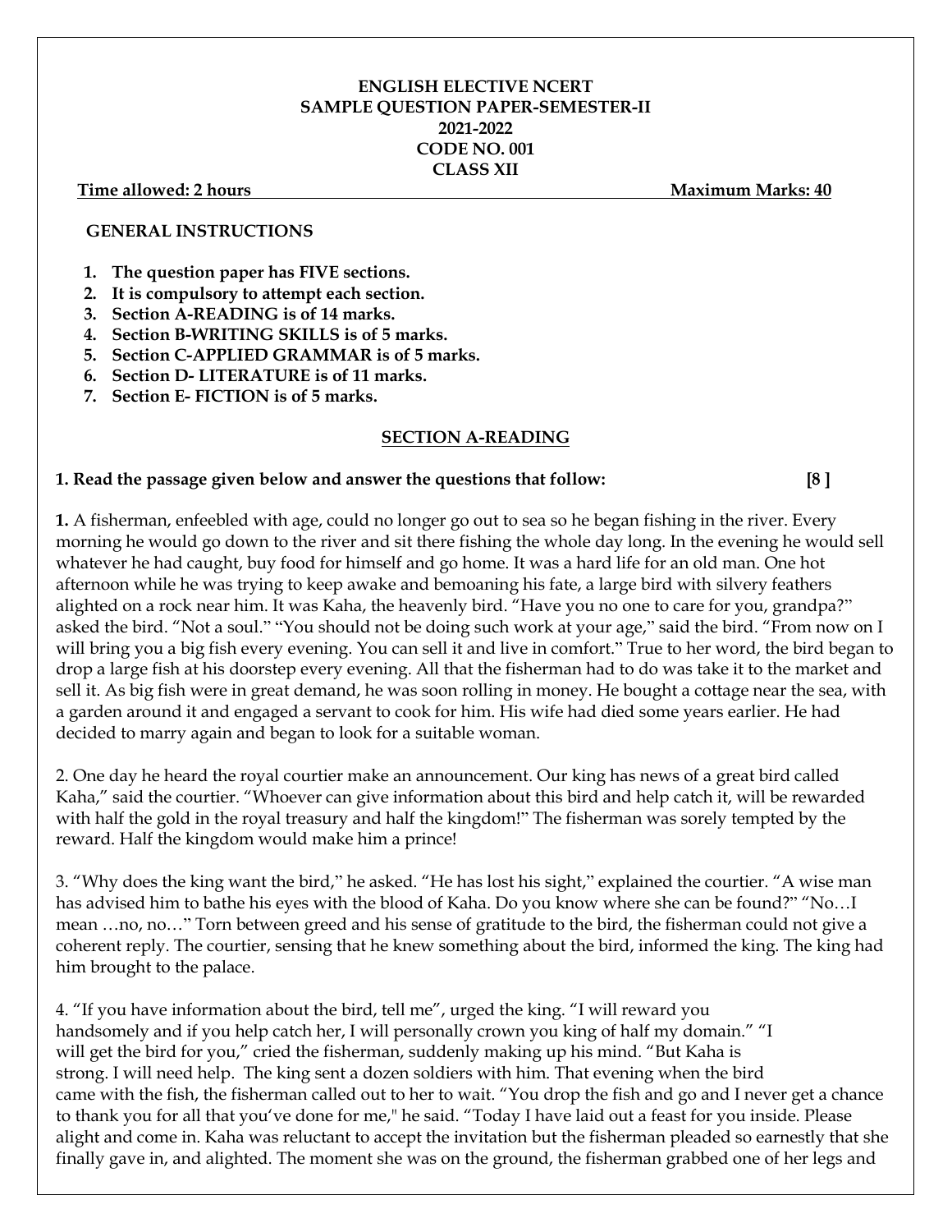**ENGLISH ELECTIVE NCERT**
**SAMPLE QUESTION PAPER-SEMESTER-II**
**2021-2022**
**CODE NO. 001**
**CLASS XII**

**Time allowed: 2 hours** **Maximum Marks: 40**

**GENERAL INSTRUCTIONS**

1. **The question paper has FIVE sections.**
2. **It is compulsory to attempt each section.**
3. **Section A-READING is of 14 marks.**
4. **Section B-WRITING SKILLS is of 5 marks.**
5. **Section C-APPLIED GRAMMAR is of 5 marks.**
6. **Section D- LITERATURE is of 11 marks.**
7. **Section E- FICTION is of 5 marks.**

## SECTION A-READING

**1. Read the passage given below and answer the questions that follow: [8 ]**

**1.** A fisherman, enfeebled with age, could no longer go out to sea so he began fishing in the river. Every morning he would go down to the river and sit there fishing the whole day long. In the evening he would sell whatever he had caught, buy food for himself and go home. It was a hard life for an old man. One hot afternoon while he was trying to keep awake and bemoaning his fate, a large bird with silvery feathers alighted on a rock near him. It was Kaha, the heavenly bird. "Have you no one to care for you, grandpa?" asked the bird. "Not a soul." "You should not be doing such work at your age," said the bird. "From now on I will bring you a big fish every evening. You can sell it and live in comfort." True to her word, the bird began to drop a large fish at his doorstep every evening. All that the fisherman had to do was take it to the market and sell it. As big fish were in great demand, he was soon rolling in money. He bought a cottage near the sea, with a garden around it and engaged a servant to cook for him. His wife had died some years earlier. He had decided to marry again and began to look for a suitable woman.

2. One day he heard the royal courtier make an announcement. Our king has news of a great bird called Kaha," said the courtier. "Whoever can give information about this bird and help catch it, will be rewarded with half the gold in the royal treasury and half the kingdom!" The fisherman was sorely tempted by the reward. Half the kingdom would make him a prince!

3. "Why does the king want the bird," he asked. "He has lost his sight," explained the courtier. "A wise man has advised him to bathe his eyes with the blood of Kaha. Do you know where she can be found?" "No…I mean …no, no…" Torn between greed and his sense of gratitude to the bird, the fisherman could not give a coherent reply. The courtier, sensing that he knew something about the bird, informed the king. The king had him brought to the palace.

4. "If you have information about the bird, tell me", urged the king. "I will reward you handsomely and if you help catch her, I will personally crown you king of half my domain." "I will get the bird for you," cried the fisherman, suddenly making up his mind. "But Kaha is strong. I will need help. The king sent a dozen soldiers with him. That evening when the bird came with the fish, the fisherman called out to her to wait. "You drop the fish and go and I never get a chance to thank you for all that you've done for me," he said. "Today I have laid out a feast for you inside. Please alight and come in. Kaha was reluctant to accept the invitation but the fisherman pleaded so earnestly that she finally gave in, and alighted. The moment she was on the ground, the fisherman grabbed one of her legs and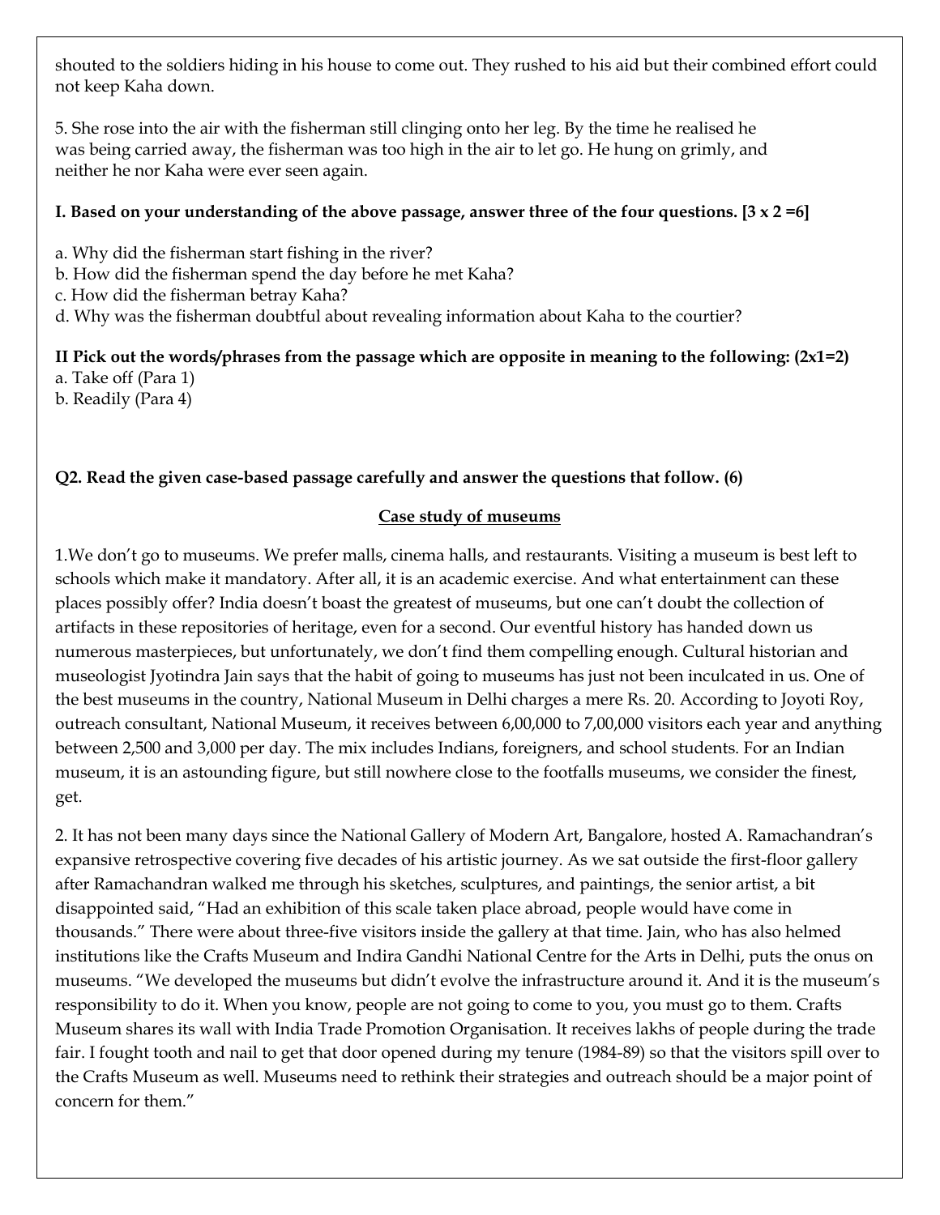shouted to the soldiers hiding in his house to come out. They rushed to his aid but their combined effort could not keep Kaha down.

5. She rose into the air with the fisherman still clinging onto her leg. By the time he realised he was being carried away, the fisherman was too high in the air to let go. He hung on grimly, and neither he nor Kaha were ever seen again.

**I. Based on your understanding of the above passage, answer three of the four questions. [3 x 2 =6]**

a. Why did the fisherman start fishing in the river?
b. How did the fisherman spend the day before he met Kaha?
c. How did the fisherman betray Kaha?
d. Why was the fisherman doubtful about revealing information about Kaha to the courtier?

**II Pick out the words/phrases from the passage which are opposite in meaning to the following: (2x1=2)**
a. Take off (Para 1)
b. Readily (Para 4)

**Q2. Read the given case-based passage carefully and answer the questions that follow. (6)**

**<u>Case study of museums</u>**

1.We don't go to museums. We prefer malls, cinema halls, and restaurants. Visiting a museum is best left to schools which make it mandatory. After all, it is an academic exercise. And what entertainment can these places possibly offer? India doesn't boast the greatest of museums, but one can't doubt the collection of artifacts in these repositories of heritage, even for a second. Our eventful history has handed down us numerous masterpieces, but unfortunately, we don't find them compelling enough. Cultural historian and museologist Jyotindra Jain says that the habit of going to museums has just not been inculcated in us. One of the best museums in the country, National Museum in Delhi charges a mere Rs. 20. According to Joyoti Roy, outreach consultant, National Museum, it receives between 6,00,000 to 7,00,000 visitors each year and anything between 2,500 and 3,000 per day. The mix includes Indians, foreigners, and school students. For an Indian museum, it is an astounding figure, but still nowhere close to the footfalls museums, we consider the finest, get.

2. It has not been many days since the National Gallery of Modern Art, Bangalore, hosted A. Ramachandran's expansive retrospective covering five decades of his artistic journey. As we sat outside the first-floor gallery after Ramachandran walked me through his sketches, sculptures, and paintings, the senior artist, a bit disappointed said, "Had an exhibition of this scale taken place abroad, people would have come in thousands." There were about three-five visitors inside the gallery at that time. Jain, who has also helmed institutions like the Crafts Museum and Indira Gandhi National Centre for the Arts in Delhi, puts the onus on museums. "We developed the museums but didn't evolve the infrastructure around it. And it is the museum's responsibility to do it. When you know, people are not going to come to you, you must go to them. Crafts Museum shares its wall with India Trade Promotion Organisation. It receives lakhs of people during the trade fair. I fought tooth and nail to get that door opened during my tenure (1984-89) so that the visitors spill over to the Crafts Museum as well. Museums need to rethink their strategies and outreach should be a major point of concern for them."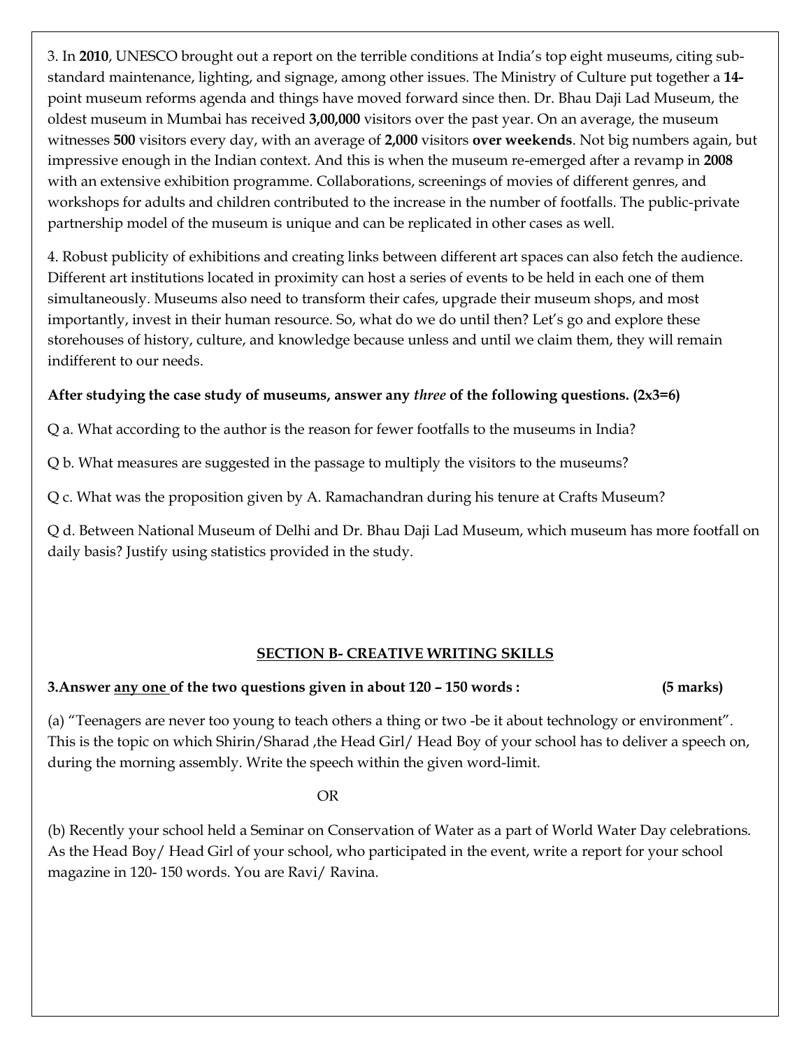3. In **2010**, UNESCO brought out a report on the terrible conditions at India's top eight museums, citing sub-standard maintenance, lighting, and signage, among other issues. The Ministry of Culture put together a **14-**point museum reforms agenda and things have moved forward since then. Dr. Bhau Daji Lad Museum, the oldest museum in Mumbai has received **3,00,000** visitors over the past year. On an average, the museum witnesses **500** visitors every day, with an average of **2,000** visitors **over weekends**. Not big numbers again, but impressive enough in the Indian context. And this is when the museum re-emerged after a revamp in **2008** with an extensive exhibition programme. Collaborations, screenings of movies of different genres, and workshops for adults and children contributed to the increase in the number of footfalls. The public-private partnership model of the museum is unique and can be replicated in other cases as well.

4. Robust publicity of exhibitions and creating links between different art spaces can also fetch the audience. Different art institutions located in proximity can host a series of events to be held in each one of them simultaneously. Museums also need to transform their cafes, upgrade their museum shops, and most importantly, invest in their human resource. So, what do we do until then? Let's go and explore these storehouses of history, culture, and knowledge because unless and until we claim them, they will remain indifferent to our needs.

**After studying the case study of museums, answer any *three* of the following questions. (2x3=6)**

Q a. What according to the author is the reason for fewer footfalls to the museums in India?

Q b. What measures are suggested in the passage to multiply the visitors to the museums?

Q c. What was the proposition given by A. Ramachandran during his tenure at Crafts Museum?

Q d. Between National Museum of Delhi and Dr. Bhau Daji Lad Museum, which museum has more footfall on daily basis? Justify using statistics provided in the study.

## SECTION B- CREATIVE WRITING SKILLS

**3.Answer any one of the two questions given in about 120 – 150 words : (5 marks)**

(a) "Teenagers are never too young to teach others a thing or two -be it about technology or environment". This is the topic on which Shirin/Sharad ,the Head Girl/ Head Boy of your school has to deliver a speech on, during the morning assembly. Write the speech within the given word-limit.

OR

(b) Recently your school held a Seminar on Conservation of Water as a part of World Water Day celebrations. As the Head Boy/ Head Girl of your school, who participated in the event, write a report for your school magazine in 120- 150 words. You are Ravi/ Ravina.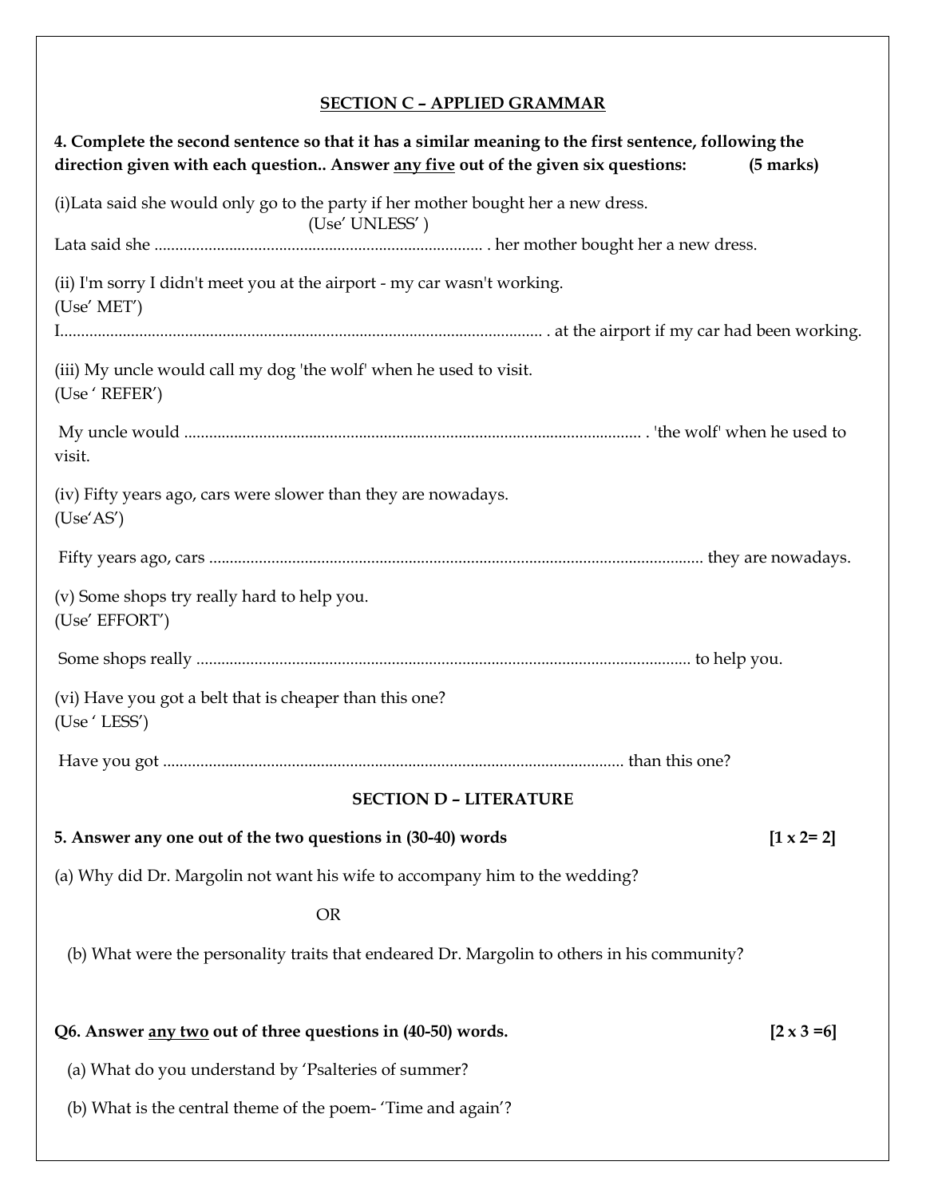## SECTION C – APPLIED GRAMMAR

**4. Complete the second sentence so that it has a similar meaning to the first sentence, following the direction given with each question.. Answer <u>any five</u> out of the given six questions: (5 marks)**

(i)Lata said she would only go to the party if her mother bought her a new dress.
(Use' UNLESS' )
Lata said she ............................................................................... . her mother bought her a new dress.

(ii) I'm sorry I didn't meet you at the airport - my car wasn't working.
(Use' MET')
I..................................................................................................................... . at the airport if my car had been working.

(iii) My uncle would call my dog 'the wolf' when he used to visit.
(Use ' REFER')

My uncle would ............................................................................................................. . 'the wolf' when he used to visit.

(iv) Fifty years ago, cars were slower than they are nowadays.
(Use'AS')

Fifty years ago, cars ...................................................................................................................... they are nowadays.

(v) Some shops try really hard to help you.
(Use' EFFORT')

Some shops really ...................................................................................................................... to help you.

(vi) Have you got a belt that is cheaper than this one?
(Use ' LESS')

Have you got .............................................................................................................. than this one?

## SECTION D – LITERATURE

**5. Answer any one out of the two questions in (30-40) words [1 x 2= 2]**

(a) Why did Dr. Margolin not want his wife to accompany him to the wedding?

OR

(b) What were the personality traits that endeared Dr. Margolin to others in his community?

**Q6. Answer <u>any two</u> out of three questions in (40-50) words. [2 x 3 =6]**

(a) What do you understand by 'Psalteries of summer?

(b) What is the central theme of the poem- 'Time and again'?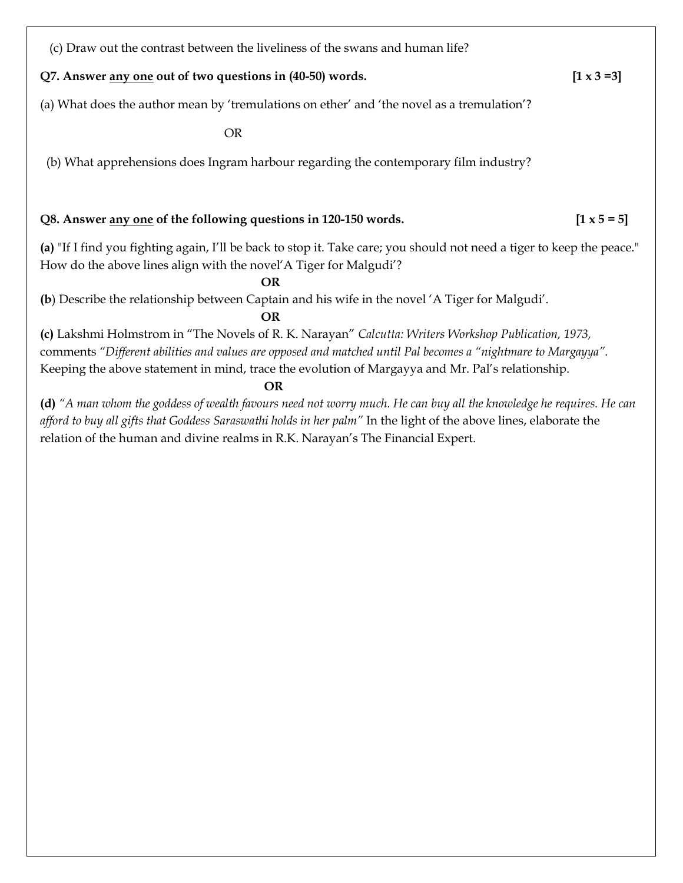(c) Draw out the contrast between the liveliness of the swans and human life?

**Q7. Answer <u>any one</u> out of two questions in (40-50) words.** **[1 x 3 =3]**

(a) What does the author mean by 'tremulations on ether' and 'the novel as a tremulation'?

OR

(b) What apprehensions does Ingram harbour regarding the contemporary film industry?

**Q8. Answer <u>any one</u> of the following questions in 120-150 words.** **[1 x 5 = 5]**

**(a)** "If I find you fighting again, I'll be back to stop it. Take care; you should not need a tiger to keep the peace." How do the above lines align with the novel'A Tiger for Malgudi'?

**OR**

**(b**) Describe the relationship between Captain and his wife in the novel 'A Tiger for Malgudi'.

**OR**

**(c)** Lakshmi Holmstrom in "The Novels of R. K. Narayan" *Calcutta: Writers Workshop Publication, 1973,* comments *"Different abilities and values are opposed and matched until Pal becomes a "nightmare to Margayya".* Keeping the above statement in mind, trace the evolution of Margayya and Mr. Pal's relationship.

**OR**

**(d)** *"A man whom the goddess of wealth favours need not worry much. He can buy all the knowledge he requires. He can afford to buy all gifts that Goddess Saraswathi holds in her palm"* In the light of the above lines, elaborate the relation of the human and divine realms in R.K. Narayan's The Financial Expert.